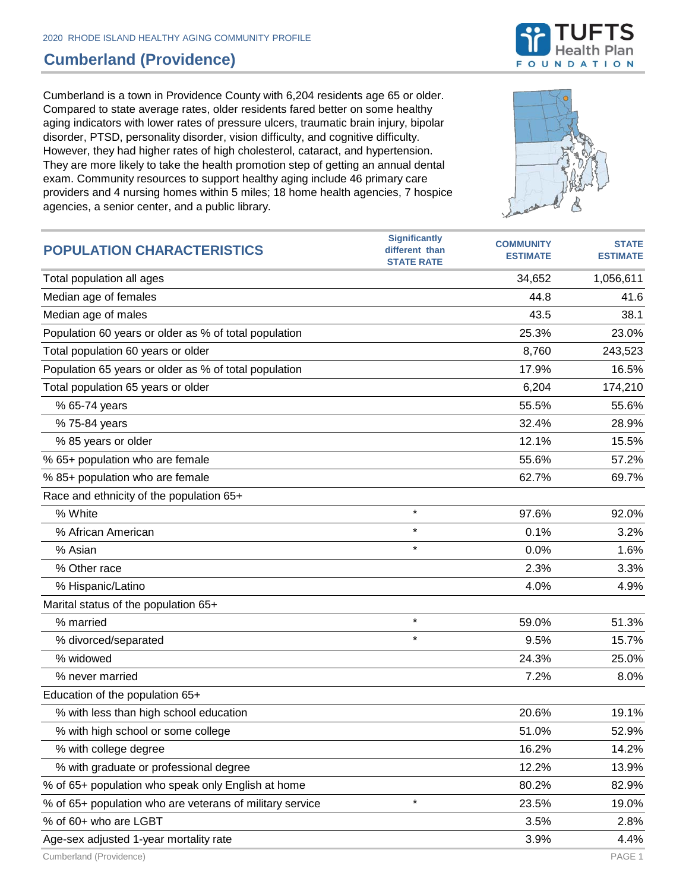2020 RHODE ISLAND HEALTHY AGING COMMUNITY PROFILE

# Cumberland (Providence)

Cumberland is a town in Providence County with 6,204 residents age 65 or older. Compared to state average rates, older residents fared better on some healthy aging indicators with lower rates of pressure ulcers, traumatic brain injury, bipolar disorder, PTSD, personality disorder, vision difficulty, and cognitive difficulty. However, they had higher rates of high cholesterol, cataract, and hypertension. They are more likely to take the health promotion step of getting an annual dental exam. Community resources to support healthy aging include 46 primary care providers and 4 nursing homes within 5 miles; 18 home health agencies, 7 hospice agencies, a senior center, and a public library.

| POPULATION CHARACTERISTICS | Significantly different than STATE RATE | COMMUNITY ESTIMATE | STATE ESTIMATE |
|---|---|---|---|
| Total population all ages | | 34,652 | 1,056,611 |
| Median age of females | | 44.8 | 41.6 |
| Median age of males | | 43.5 | 38.1 |
| Population 60 years or older as % of total population | | 25.3% | 23.0% |
| Total population 60 years or older | | 8,760 | 243,523 |
| Population 65 years or older as % of total population | | 17.9% | 16.5% |
| Total population 65 years or older | | 6,204 | 174,210 |
| % 65-74 years | | 55.5% | 55.6% |
| % 75-84 years | | 32.4% | 28.9% |
| % 85 years or older | | 12.1% | 15.5% |
| % 65+ population who are female | | 55.6% | 57.2% |
| % 85+ population who are female | | 62.7% | 69.7% |
| Race and ethnicity of the population 65+ | | | |
| % White | * | 97.6% | 92.0% |
| % African American | * | 0.1% | 3.2% |
| % Asian | * | 0.0% | 1.6% |
| % Other race | | 2.3% | 3.3% |
| % Hispanic/Latino | | 4.0% | 4.9% |
| Marital status of the population 65+ | | | |
| % married | * | 59.0% | 51.3% |
| % divorced/separated | * | 9.5% | 15.7% |
| % widowed | | 24.3% | 25.0% |
| % never married | | 7.2% | 8.0% |
| Education of the population 65+ | | | |
| % with less than high school education | | 20.6% | 19.1% |
| % with high school or some college | | 51.0% | 52.9% |
| % with college degree | | 16.2% | 14.2% |
| % with graduate or professional degree | | 12.2% | 13.9% |
| % of 65+ population who speak only English at home | | 80.2% | 82.9% |
| % of 65+ population who are veterans of military service | * | 23.5% | 19.0% |
| % of 60+ who are LGBT | | 3.5% | 2.8% |
| Age-sex adjusted 1-year mortality rate | | 3.9% | 4.4% |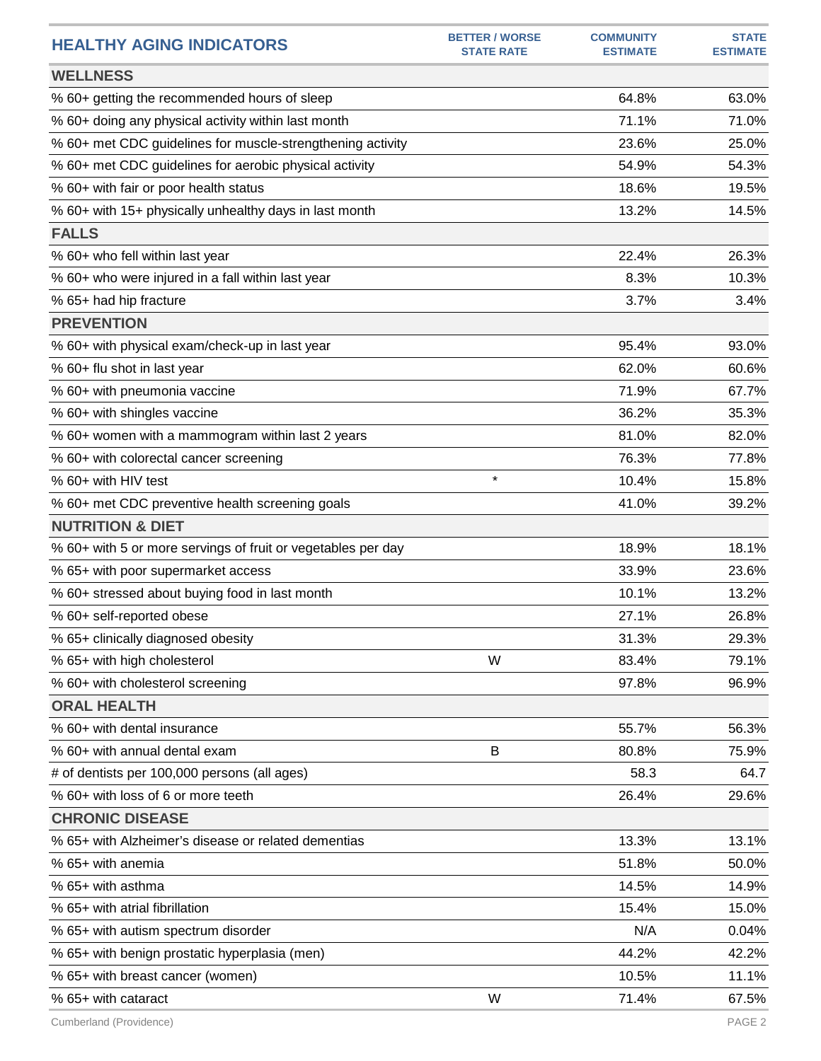| HEALTHY AGING INDICATORS | BETTER / WORSE STATE RATE | COMMUNITY ESTIMATE | STATE ESTIMATE |
|---|---|---|---|
| **WELLNESS** | | | |
| % 60+ getting the recommended hours of sleep | | 64.8% | 63.0% |
| % 60+ doing any physical activity within last month | | 71.1% | 71.0% |
| % 60+ met CDC guidelines for muscle-strengthening activity | | 23.6% | 25.0% |
| % 60+ met CDC guidelines for aerobic physical activity | | 54.9% | 54.3% |
| % 60+ with fair or poor health status | | 18.6% | 19.5% |
| % 60+ with 15+ physically unhealthy days in last month | | 13.2% | 14.5% |
| **FALLS** | | | |
| % 60+ who fell within last year | | 22.4% | 26.3% |
| % 60+ who were injured in a fall within last year | | 8.3% | 10.3% |
| % 65+ had hip fracture | | 3.7% | 3.4% |
| **PREVENTION** | | | |
| % 60+ with physical exam/check-up in last year | | 95.4% | 93.0% |
| % 60+ flu shot in last year | | 62.0% | 60.6% |
| % 60+ with pneumonia vaccine | | 71.9% | 67.7% |
| % 60+ with shingles vaccine | | 36.2% | 35.3% |
| % 60+ women with a mammogram within last 2 years | | 81.0% | 82.0% |
| % 60+ with colorectal cancer screening | | 76.3% | 77.8% |
| % 60+ with HIV test | * | 10.4% | 15.8% |
| % 60+ met CDC preventive health screening goals | | 41.0% | 39.2% |
| **NUTRITION & DIET** | | | |
| % 60+ with 5 or more servings of fruit or vegetables per day | | 18.9% | 18.1% |
| % 65+ with poor supermarket access | | 33.9% | 23.6% |
| % 60+ stressed about buying food in last month | | 10.1% | 13.2% |
| % 60+ self-reported obese | | 27.1% | 26.8% |
| % 65+ clinically diagnosed obesity | | 31.3% | 29.3% |
| % 65+ with high cholesterol | W | 83.4% | 79.1% |
| % 60+ with cholesterol screening | | 97.8% | 96.9% |
| **ORAL HEALTH** | | | |
| % 60+ with dental insurance | | 55.7% | 56.3% |
| % 60+ with annual dental exam | B | 80.8% | 75.9% |
| # of dentists per 100,000 persons (all ages) | | 58.3 | 64.7 |
| % 60+ with loss of 6 or more teeth | | 26.4% | 29.6% |
| **CHRONIC DISEASE** | | | |
| % 65+ with Alzheimer's disease or related dementias | | 13.3% | 13.1% |
| % 65+ with anemia | | 51.8% | 50.0% |
| % 65+ with asthma | | 14.5% | 14.9% |
| % 65+ with atrial fibrillation | | 15.4% | 15.0% |
| % 65+ with autism spectrum disorder | | N/A | 0.04% |
| % 65+ with benign prostatic hyperplasia (men) | | 44.2% | 42.2% |
| % 65+ with breast cancer (women) | | 10.5% | 11.1% |
| % 65+ with cataract | W | 71.4% | 67.5% |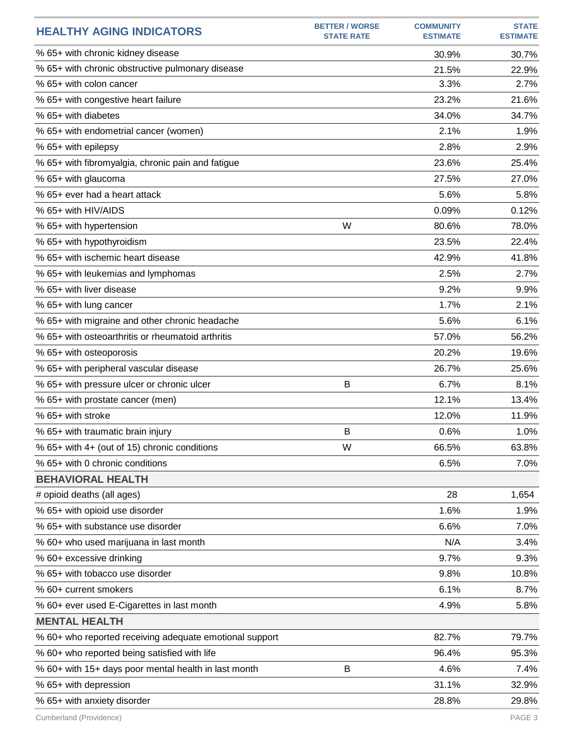| HEALTHY AGING INDICATORS | BETTER / WORSE STATE RATE | COMMUNITY ESTIMATE | STATE ESTIMATE |
|---|---|---|---|
| % 65+ with chronic kidney disease | | 30.9% | 30.7% |
| % 65+ with chronic obstructive pulmonary disease | | 21.5% | 22.9% |
| % 65+ with colon cancer | | 3.3% | 2.7% |
| % 65+ with congestive heart failure | | 23.2% | 21.6% |
| % 65+ with diabetes | | 34.0% | 34.7% |
| % 65+ with endometrial cancer (women) | | 2.1% | 1.9% |
| % 65+ with epilepsy | | 2.8% | 2.9% |
| % 65+ with fibromyalgia, chronic pain and fatigue | | 23.6% | 25.4% |
| % 65+ with glaucoma | | 27.5% | 27.0% |
| % 65+ ever had a heart attack | | 5.6% | 5.8% |
| % 65+ with HIV/AIDS | | 0.09% | 0.12% |
| % 65+ with hypertension | W | 80.6% | 78.0% |
| % 65+ with hypothyroidism | | 23.5% | 22.4% |
| % 65+ with ischemic heart disease | | 42.9% | 41.8% |
| % 65+ with leukemias and lymphomas | | 2.5% | 2.7% |
| % 65+ with liver disease | | 9.2% | 9.9% |
| % 65+ with lung cancer | | 1.7% | 2.1% |
| % 65+ with migraine and other chronic headache | | 5.6% | 6.1% |
| % 65+ with osteoarthritis or rheumatoid arthritis | | 57.0% | 56.2% |
| % 65+ with osteoporosis | | 20.2% | 19.6% |
| % 65+ with peripheral vascular disease | | 26.7% | 25.6% |
| % 65+ with pressure ulcer or chronic ulcer | B | 6.7% | 8.1% |
| % 65+ with prostate cancer (men) | | 12.1% | 13.4% |
| % 65+ with stroke | | 12.0% | 11.9% |
| % 65+ with traumatic brain injury | B | 0.6% | 1.0% |
| % 65+ with 4+ (out of 15) chronic conditions | W | 66.5% | 63.8% |
| % 65+ with 0 chronic conditions | | 6.5% | 7.0% |
| **BEHAVIORAL HEALTH** | | | |
| # opioid deaths (all ages) | | 28 | 1,654 |
| % 65+ with opioid use disorder | | 1.6% | 1.9% |
| % 65+ with substance use disorder | | 6.6% | 7.0% |
| % 60+ who used marijuana in last month | | N/A | 3.4% |
| % 60+ excessive drinking | | 9.7% | 9.3% |
| % 65+ with tobacco use disorder | | 9.8% | 10.8% |
| % 60+ current smokers | | 6.1% | 8.7% |
| % 60+ ever used E-Cigarettes in last month | | 4.9% | 5.8% |
| **MENTAL HEALTH** | | | |
| % 60+ who reported receiving adequate emotional support | | 82.7% | 79.7% |
| % 60+ who reported being satisfied with life | | 96.4% | 95.3% |
| % 60+ with 15+ days poor mental health in last month | B | 4.6% | 7.4% |
| % 65+ with depression | | 31.1% | 32.9% |
| % 65+ with anxiety disorder | | 28.8% | 29.8% |

Cumberland (Providence)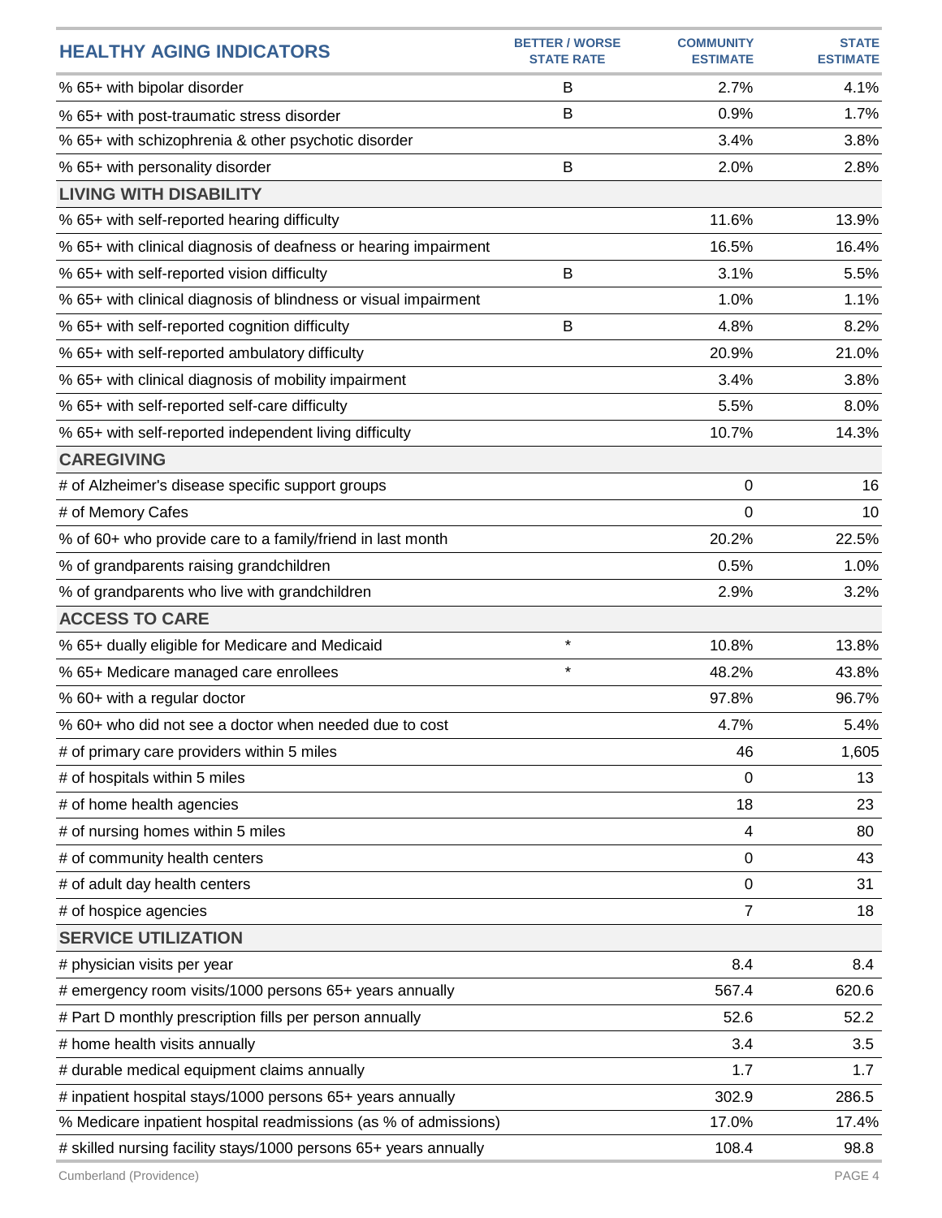| HEALTHY AGING INDICATORS | BETTER / WORSE STATE RATE | COMMUNITY ESTIMATE | STATE ESTIMATE |
|---|---|---|---|
| % 65+ with bipolar disorder | B | 2.7% | 4.1% |
| % 65+ with post-traumatic stress disorder | B | 0.9% | 1.7% |
| % 65+ with schizophrenia & other psychotic disorder | | 3.4% | 3.8% |
| % 65+ with personality disorder | B | 2.0% | 2.8% |
| **LIVING WITH DISABILITY** | | | |
| % 65+ with self-reported hearing difficulty | | 11.6% | 13.9% |
| % 65+ with clinical diagnosis of deafness or hearing impairment | | 16.5% | 16.4% |
| % 65+ with self-reported vision difficulty | B | 3.1% | 5.5% |
| % 65+ with clinical diagnosis of blindness or visual impairment | | 1.0% | 1.1% |
| % 65+ with self-reported cognition difficulty | B | 4.8% | 8.2% |
| % 65+ with self-reported ambulatory difficulty | | 20.9% | 21.0% |
| % 65+ with clinical diagnosis of mobility impairment | | 3.4% | 3.8% |
| % 65+ with self-reported self-care difficulty | | 5.5% | 8.0% |
| % 65+ with self-reported independent living difficulty | | 10.7% | 14.3% |
| **CAREGIVING** | | | |
| # of Alzheimer's disease specific support groups | | 0 | 16 |
| # of Memory Cafes | | 0 | 10 |
| % of 60+ who provide care to a family/friend in last month | | 20.2% | 22.5% |
| % of grandparents raising grandchildren | | 0.5% | 1.0% |
| % of grandparents who live with grandchildren | | 2.9% | 3.2% |
| **ACCESS TO CARE** | | | |
| % 65+ dually eligible for Medicare and Medicaid | * | 10.8% | 13.8% |
| % 65+ Medicare managed care enrollees | * | 48.2% | 43.8% |
| % 60+ with a regular doctor | | 97.8% | 96.7% |
| % 60+ who did not see a doctor when needed due to cost | | 4.7% | 5.4% |
| # of primary care providers within 5 miles | | 46 | 1,605 |
| # of hospitals within 5 miles | | 0 | 13 |
| # of home health agencies | | 18 | 23 |
| # of nursing homes within 5 miles | | 4 | 80 |
| # of community health centers | | 0 | 43 |
| # of adult day health centers | | 0 | 31 |
| # of hospice agencies | | 7 | 18 |
| **SERVICE UTILIZATION** | | | |
| # physician visits per year | | 8.4 | 8.4 |
| # emergency room visits/1000 persons 65+ years annually | | 567.4 | 620.6 |
| # Part D monthly prescription fills per person annually | | 52.6 | 52.2 |
| # home health visits annually | | 3.4 | 3.5 |
| # durable medical equipment claims annually | | 1.7 | 1.7 |
| # inpatient hospital stays/1000 persons 65+ years annually | | 302.9 | 286.5 |
| % Medicare inpatient hospital readmissions (as % of admissions) | | 17.0% | 17.4% |
| # skilled nursing facility stays/1000 persons 65+ years annually | | 108.4 | 98.8 |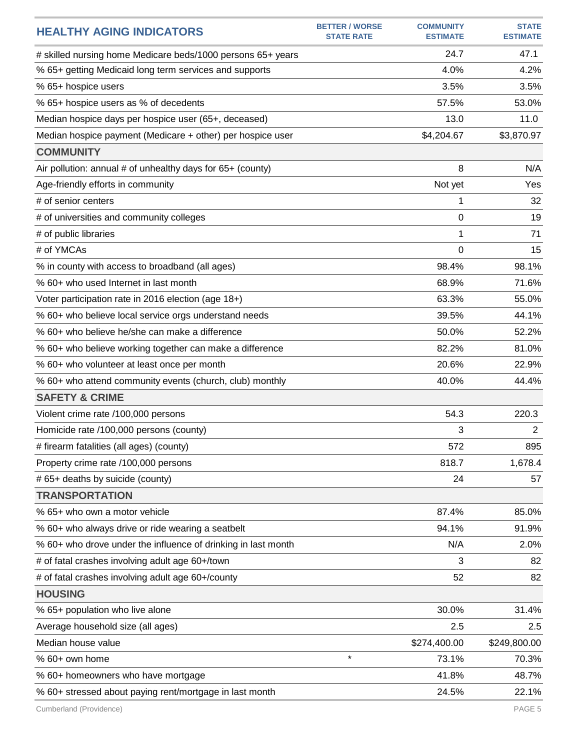| HEALTHY AGING INDICATORS | BETTER / WORSE STATE RATE | COMMUNITY ESTIMATE | STATE ESTIMATE |
|---|---|---|---|
| # skilled nursing home Medicare beds/1000 persons 65+ years | | 24.7 | 47.1 |
| % 65+ getting Medicaid long term services and supports | | 4.0% | 4.2% |
| % 65+ hospice users | | 3.5% | 3.5% |
| % 65+ hospice users as % of decedents | | 57.5% | 53.0% |
| Median hospice days per hospice user (65+, deceased) | | 13.0 | 11.0 |
| Median hospice payment (Medicare + other) per hospice user | | $4,204.67 | $3,870.97 |
| **COMMUNITY** | | | |
| Air pollution: annual # of unhealthy days for 65+ (county) | | 8 | N/A |
| Age-friendly efforts in community | | Not yet | Yes |
| # of senior centers | | 1 | 32 |
| # of universities and community colleges | | 0 | 19 |
| # of public libraries | | 1 | 71 |
| # of YMCAs | | 0 | 15 |
| % in county with access to broadband (all ages) | | 98.4% | 98.1% |
| % 60+ who used Internet in last month | | 68.9% | 71.6% |
| Voter participation rate in 2016 election (age 18+) | | 63.3% | 55.0% |
| % 60+ who believe local service orgs understand needs | | 39.5% | 44.1% |
| % 60+ who believe he/she can make a difference | | 50.0% | 52.2% |
| % 60+ who believe working together can make a difference | | 82.2% | 81.0% |
| % 60+ who volunteer at least once per month | | 20.6% | 22.9% |
| % 60+ who attend community events (church, club) monthly | | 40.0% | 44.4% |
| **SAFETY & CRIME** | | | |
| Violent crime rate /100,000 persons | | 54.3 | 220.3 |
| Homicide rate /100,000 persons (county) | | 3 | 2 |
| # firearm fatalities (all ages) (county) | | 572 | 895 |
| Property crime rate /100,000 persons | | 818.7 | 1,678.4 |
| # 65+ deaths by suicide (county) | | 24 | 57 |
| **TRANSPORTATION** | | | |
| % 65+ who own a motor vehicle | | 87.4% | 85.0% |
| % 60+ who always drive or ride wearing a seatbelt | | 94.1% | 91.9% |
| % 60+ who drove under the influence of drinking in last month | | N/A | 2.0% |
| # of fatal crashes involving adult age 60+/town | | 3 | 82 |
| # of fatal crashes involving adult age 60+/county | | 52 | 82 |
| **HOUSING** | | | |
| % 65+ population who live alone | | 30.0% | 31.4% |
| Average household size (all ages) | | 2.5 | 2.5 |
| Median house value | | $274,400.00 | $249,800.00 |
| % 60+ own home | * | 73.1% | 70.3% |
| % 60+ homeowners who have mortgage | | 41.8% | 48.7% |
| % 60+ stressed about paying rent/mortgage in last month | | 24.5% | 22.1% |

Cumberland (Providence)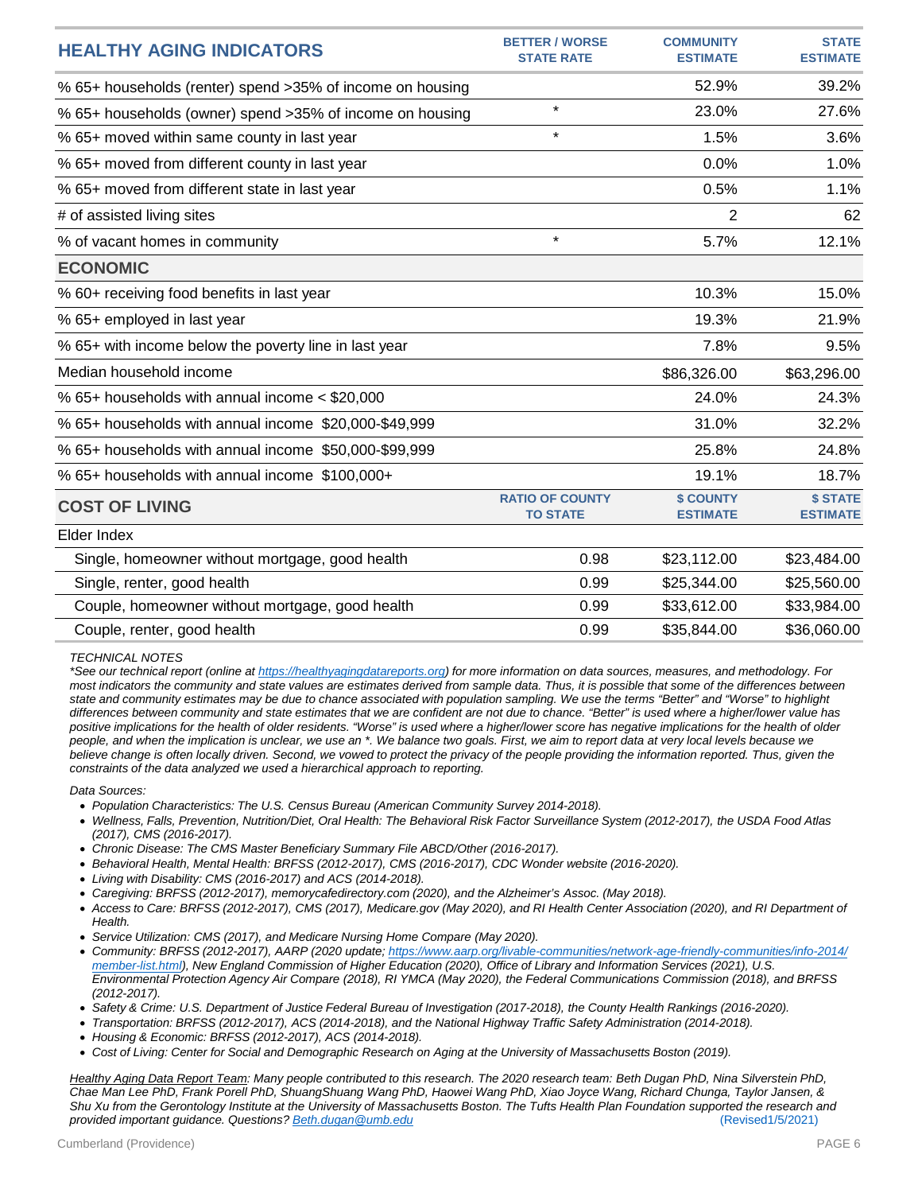| HEALTHY AGING INDICATORS | BETTER / WORSE STATE RATE | COMMUNITY ESTIMATE | STATE ESTIMATE |
|---|---|---|---|
| % 65+ households (renter) spend >35% of income on housing | | 52.9% | 39.2% |
| % 65+ households (owner) spend >35% of income on housing | * | 23.0% | 27.6% |
| % 65+ moved within same county in last year | * | 1.5% | 3.6% |
| % 65+ moved from different county in last year | | 0.0% | 1.0% |
| % 65+ moved from different state in last year | | 0.5% | 1.1% |
| # of assisted living sites | | 2 | 62 |
| % of vacant homes in community | * | 5.7% | 12.1% |
| **ECONOMIC** | | | |
| % 60+ receiving food benefits in last year | | 10.3% | 15.0% |
| % 65+ employed in last year | | 19.3% | 21.9% |
| % 65+ with income below the poverty line in last year | | 7.8% | 9.5% |
| Median household income | | $86,326.00 | $63,296.00 |
| % 65+ households with annual income < $20,000 | | 24.0% | 24.3% |
| % 65+ households with annual income $20,000-$49,999 | | 31.0% | 32.2% |
| % 65+ households with annual income $50,000-$99,999 | | 25.8% | 24.8% |
| % 65+ households with annual income $100,000+ | | 19.1% | 18.7% |
| **COST OF LIVING** | **RATIO OF COUNTY TO STATE** | **$ COUNTY ESTIMATE** | **$ STATE ESTIMATE** |
| Elder Index | | | |
| Single, homeowner without mortgage, good health | 0.98 | $23,112.00 | $23,484.00 |
| Single, renter, good health | 0.99 | $25,344.00 | $25,560.00 |
| Couple, homeowner without mortgage, good health | 0.99 | $33,612.00 | $33,984.00 |
| Couple, renter, good health | 0.99 | $35,844.00 | $36,060.00 |

*TECHNICAL NOTES*

*\*See our technical report (online at https://healthyagingdatareports.org) for more information on data sources, measures, and methodology. For most indicators the community and state values are estimates derived from sample data. Thus, it is possible that some of the differences between state and community estimates may be due to chance associated with population sampling. We use the terms "Better" and "Worse" to highlight differences between community and state estimates that we are confident are not due to chance. "Better" is used where a higher/lower value has positive implications for the health of older residents. "Worse" is used where a higher/lower score has negative implications for the health of older people, and when the implication is unclear, we use an \*. We balance two goals. First, we aim to report data at very local levels because we believe change is often locally driven. Second, we vowed to protect the privacy of the people providing the information reported. Thus, given the constraints of the data analyzed we used a hierarchical approach to reporting.*

*Data Sources:*

- *Population Characteristics: The U.S. Census Bureau (American Community Survey 2014-2018).*
- *Wellness, Falls, Prevention, Nutrition/Diet, Oral Health: The Behavioral Risk Factor Surveillance System (2012-2017), the USDA Food Atlas (2017), CMS (2016-2017).*
- *Chronic Disease: The CMS Master Beneficiary Summary File ABCD/Other (2016-2017).*
- *Behavioral Health, Mental Health: BRFSS (2012-2017), CMS (2016-2017), CDC Wonder website (2016-2020).*
- *Living with Disability: CMS (2016-2017) and ACS (2014-2018).*
- *Caregiving: BRFSS (2012-2017), memorycafedirectory.com (2020), and the Alzheimer's Assoc. (May 2018).*
- *Access to Care: BRFSS (2012-2017), CMS (2017), Medicare.gov (May 2020), and RI Health Center Association (2020), and RI Department of Health.*
- *Service Utilization: CMS (2017), and Medicare Nursing Home Compare (May 2020).*
- *Community: BRFSS (2012-2017), AARP (2020 update; https://www.aarp.org/livable-communities/network-age-friendly-communities/info-2014/member-list.html), New England Commission of Higher Education (2020), Office of Library and Information Services (2021), U.S. Environmental Protection Agency Air Compare (2018), RI YMCA (May 2020), the Federal Communications Commission (2018), and BRFSS (2012-2017).*
- *Safety & Crime: U.S. Department of Justice Federal Bureau of Investigation (2017-2018), the County Health Rankings (2016-2020).*
- *Transportation: BRFSS (2012-2017), ACS (2014-2018), and the National Highway Traffic Safety Administration (2014-2018).*
- *Housing & Economic: BRFSS (2012-2017), ACS (2014-2018).*
- *Cost of Living: Center for Social and Demographic Research on Aging at the University of Massachusetts Boston (2019).*

*Healthy Aging Data Report Team: Many people contributed to this research. The 2020 research team: Beth Dugan PhD, Nina Silverstein PhD, Chae Man Lee PhD, Frank Porell PhD, ShuangShuang Wang PhD, Haowei Wang PhD, Xiao Joyce Wang, Richard Chunga, Taylor Jansen, & Shu Xu from the Gerontology Institute at the University of Massachusetts Boston. The Tufts Health Plan Foundation supported the research and provided important guidance. Questions? Beth.dugan@umb.edu* (Revised1/5/2021)